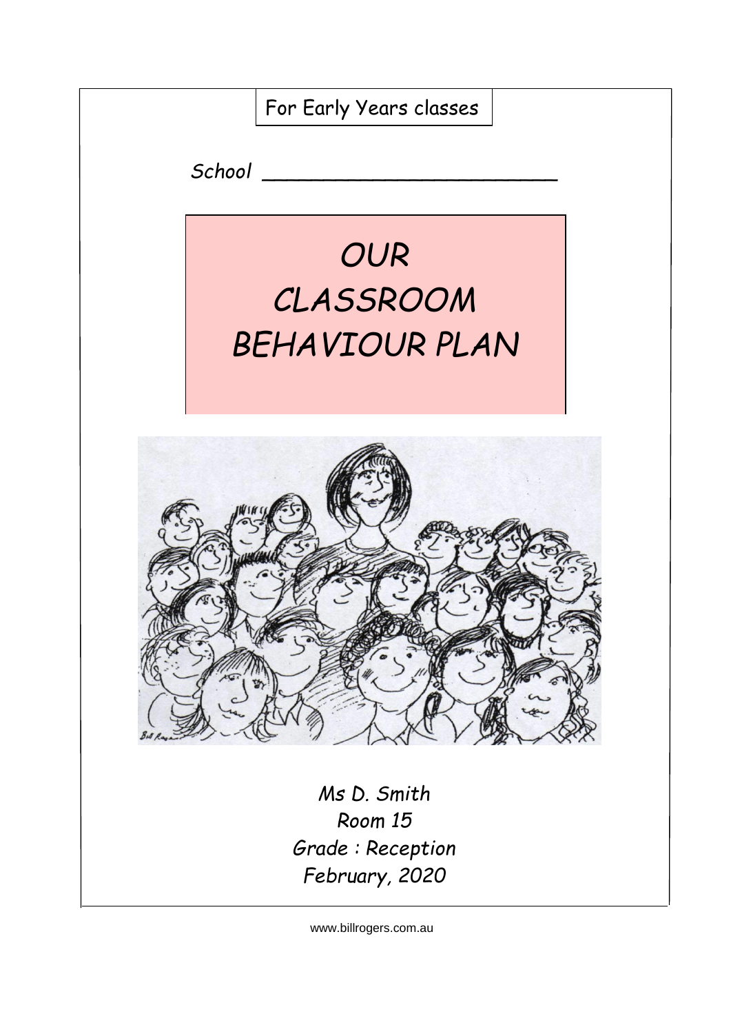For Early Years classes

School _______________________

# OUR CLASSROOM BEHAVIOUR PLAN

*Ms D. Smith*
*Room 15*
*Grade : Reception*
*February, 2020*

www.billrogers.com.au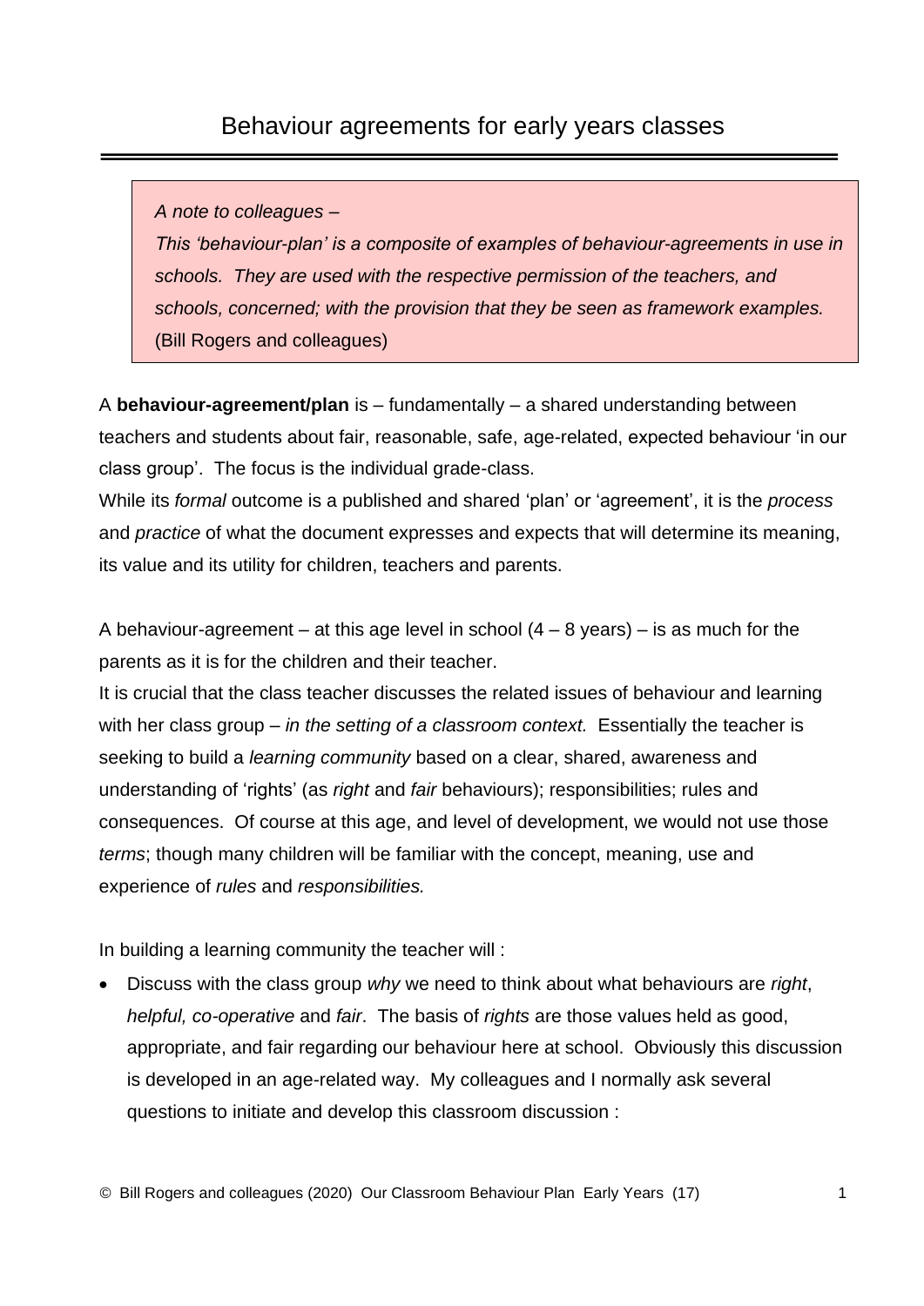# Behaviour agreements for early years classes

> *A note to colleagues –*
> *This 'behaviour-plan' is a composite of examples of behaviour-agreements in use in schools. They are used with the respective permission of the teachers, and schools, concerned; with the provision that they be seen as framework examples.*
> (Bill Rogers and colleagues)

A **behaviour-agreement/plan** is – fundamentally – a shared understanding between teachers and students about fair, reasonable, safe, age-related, expected behaviour 'in our class group'. The focus is the individual grade-class.

While its *formal* outcome is a published and shared 'plan' or 'agreement', it is the *process* and *practice* of what the document expresses and expects that will determine its meaning, its value and its utility for children, teachers and parents.

A behaviour-agreement – at this age level in school (4 – 8 years) – is as much for the parents as it is for the children and their teacher.

It is crucial that the class teacher discusses the related issues of behaviour and learning with her class group – *in the setting of a classroom context.* Essentially the teacher is seeking to build a *learning community* based on a clear, shared, awareness and understanding of 'rights' (as *right* and *fair* behaviours); responsibilities; rules and consequences. Of course at this age, and level of development, we would not use those *terms*; though many children will be familiar with the concept, meaning, use and experience of *rules* and *responsibilities.*

In building a learning community the teacher will :

- Discuss with the class group *why* we need to think about what behaviours are *right*, *helpful, co-operative* and *fair*. The basis of *rights* are those values held as good, appropriate, and fair regarding our behaviour here at school. Obviously this discussion is developed in an age-related way. My colleagues and I normally ask several questions to initiate and develop this classroom discussion :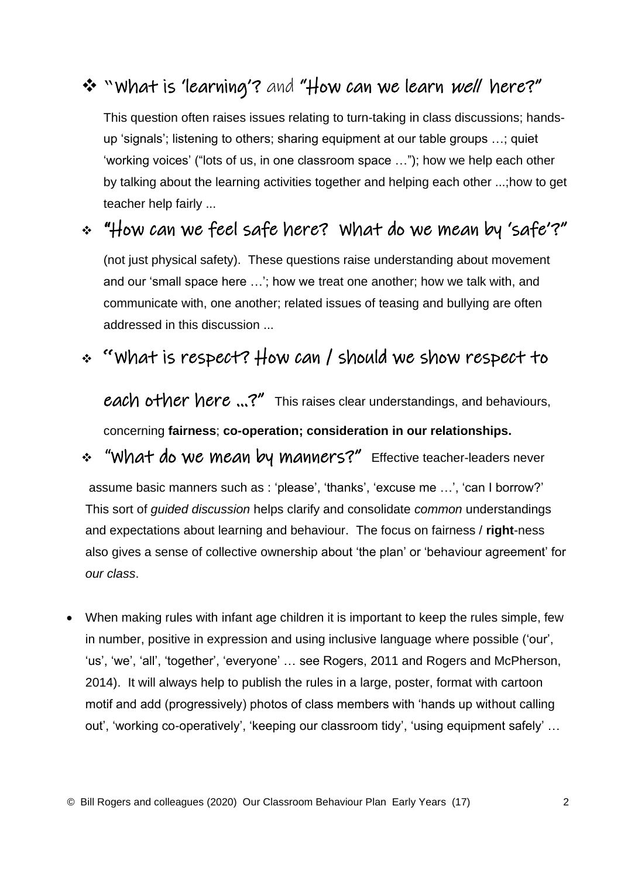- "What is 'learning'? and "How can we learn *well* here?"

  This question often raises issues relating to turn-taking in class discussions; hands-up 'signals'; listening to others; sharing equipment at our table groups …; quiet 'working voices' ("lots of us, in one classroom space …"); how we help each other by talking about the learning activities together and helping each other ...;how to get teacher help fairly ...

- "How can we feel safe here? What do we mean by 'safe'?"

  (not just physical safety). These questions raise understanding about movement and our 'small space here …'; how we treat one another; how we talk with, and communicate with, one another; related issues of teasing and bullying are often addressed in this discussion ...

- "What is respect? How can / should we show respect to each other here …?" This raises clear understandings, and behaviours, concerning **fairness**; **co-operation; consideration in our relationships.**

- "What do we mean by manners?" Effective teacher-leaders never assume basic manners such as : 'please', 'thanks', 'excuse me …', 'can I borrow?' This sort of *guided discussion* helps clarify and consolidate *common* understandings and expectations about learning and behaviour. The focus on fairness / **right**-ness also gives a sense of collective ownership about 'the plan' or 'behaviour agreement' for *our class*.

- When making rules with infant age children it is important to keep the rules simple, few in number, positive in expression and using inclusive language where possible ('our', 'us', 'we', 'all', 'together', 'everyone' … see Rogers, 2011 and Rogers and McPherson, 2014). It will always help to publish the rules in a large, poster, format with cartoon motif and add (progressively) photos of class members with 'hands up without calling out', 'working co-operatively', 'keeping our classroom tidy', 'using equipment safely' …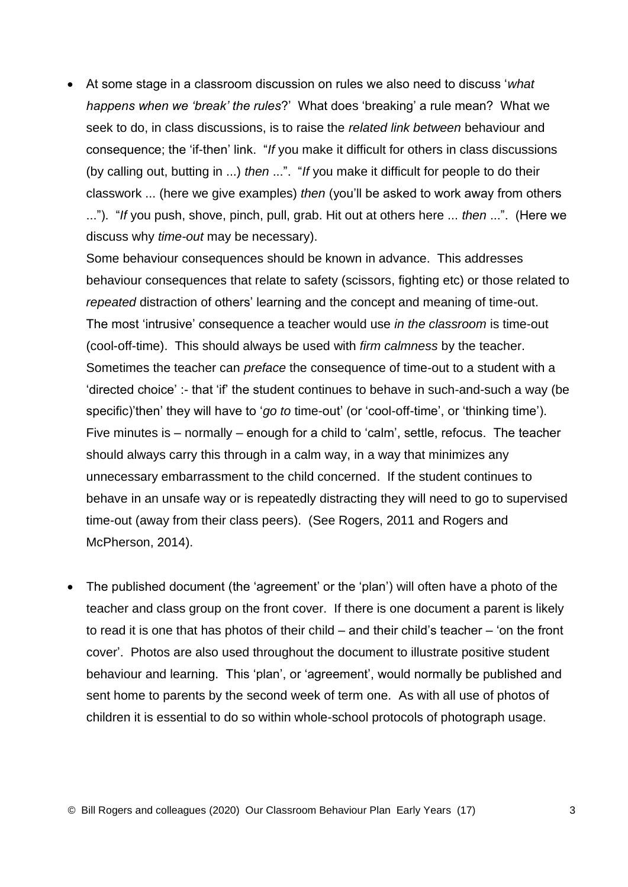- At some stage in a classroom discussion on rules we also need to discuss '*what happens when we 'break' the rules*?' What does 'breaking' a rule mean? What we seek to do, in class discussions, is to raise the *related link between* behaviour and consequence; the 'if-then' link. "*If* you make it difficult for others in class discussions (by calling out, butting in ...) *then* ...". "*If* you make it difficult for people to do their classwork ... (here we give examples) *then* (you'll be asked to work away from others ..."). "*If* you push, shove, pinch, pull, grab. Hit out at others here ... *then* ...". (Here we discuss why *time-out* may be necessary).

  Some behaviour consequences should be known in advance. This addresses behaviour consequences that relate to safety (scissors, fighting etc) or those related to *repeated* distraction of others' learning and the concept and meaning of time-out. The most 'intrusive' consequence a teacher would use *in the classroom* is time-out (cool-off-time). This should always be used with *firm calmness* by the teacher. Sometimes the teacher can *preface* the consequence of time-out to a student with a 'directed choice' :- that 'if' the student continues to behave in such-and-such a way (be specific)'then' they will have to '*go to* time-out' (or 'cool-off-time', or 'thinking time'). Five minutes is – normally – enough for a child to 'calm', settle, refocus. The teacher should always carry this through in a calm way, in a way that minimizes any unnecessary embarrassment to the child concerned. If the student continues to behave in an unsafe way or is repeatedly distracting they will need to go to supervised time-out (away from their class peers). (See Rogers, 2011 and Rogers and McPherson, 2014).

- The published document (the 'agreement' or the 'plan') will often have a photo of the teacher and class group on the front cover. If there is one document a parent is likely to read it is one that has photos of their child – and their child's teacher – 'on the front cover'. Photos are also used throughout the document to illustrate positive student behaviour and learning. This 'plan', or 'agreement', would normally be published and sent home to parents by the second week of term one. As with all use of photos of children it is essential to do so within whole-school protocols of photograph usage.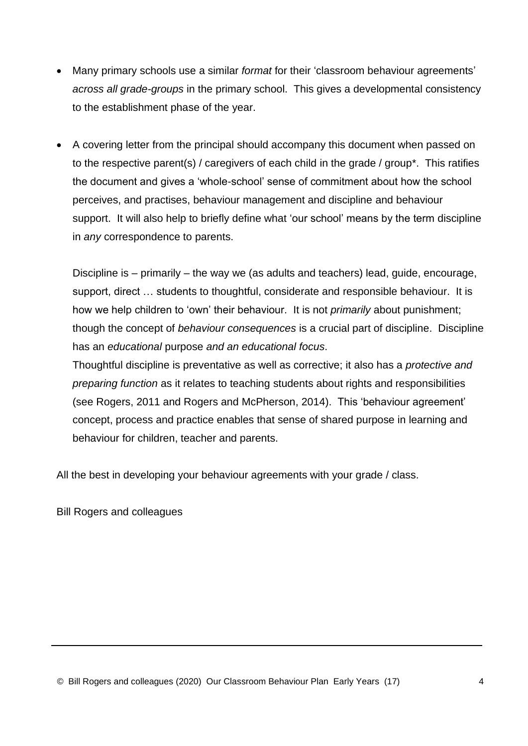- Many primary schools use a similar *format* for their 'classroom behaviour agreements' *across all grade-groups* in the primary school. This gives a developmental consistency to the establishment phase of the year.

- A covering letter from the principal should accompany this document when passed on to the respective parent(s) / caregivers of each child in the grade / group*. This ratifies the document and gives a 'whole-school' sense of commitment about how the school perceives, and practises, behaviour management and discipline and behaviour support. It will also help to briefly define what 'our school' means by the term discipline in *any* correspondence to parents.

  Discipline is – primarily – the way we (as adults and teachers) lead, guide, encourage, support, direct … students to thoughtful, considerate and responsible behaviour. It is how we help children to 'own' their behaviour. It is not *primarily* about punishment; though the concept of *behaviour consequences* is a crucial part of discipline. Discipline has an *educational* purpose *and an educational focus*.
  Thoughtful discipline is preventative as well as corrective; it also has a *protective and preparing function* as it relates to teaching students about rights and responsibilities (see Rogers, 2011 and Rogers and McPherson, 2014). This 'behaviour agreement' concept, process and practice enables that sense of shared purpose in learning and behaviour for children, teacher and parents.

All the best in developing your behaviour agreements with your grade / class.

Bill Rogers and colleagues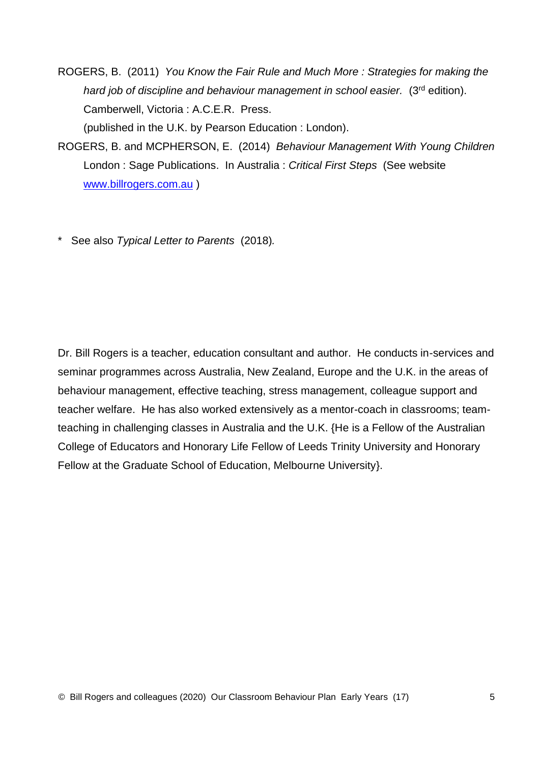ROGERS, B. (2011) *You Know the Fair Rule and Much More : Strategies for making the hard job of discipline and behaviour management in school easier.* (3rd edition). Camberwell, Victoria : A.C.E.R. Press.
(published in the U.K. by Pearson Education : London).

ROGERS, B. and MCPHERSON, E. (2014) *Behaviour Management With Young Children* London : Sage Publications. In Australia : *Critical First Steps* (See website [www.billrogers.com.au](http://www.billrogers.com.au) )

\* See also *Typical Letter to Parents* (2018).

Dr. Bill Rogers is a teacher, education consultant and author. He conducts in-services and seminar programmes across Australia, New Zealand, Europe and the U.K. in the areas of behaviour management, effective teaching, stress management, colleague support and teacher welfare. He has also worked extensively as a mentor-coach in classrooms; team-teaching in challenging classes in Australia and the U.K. {He is a Fellow of the Australian College of Educators and Honorary Life Fellow of Leeds Trinity University and Honorary Fellow at the Graduate School of Education, Melbourne University}.